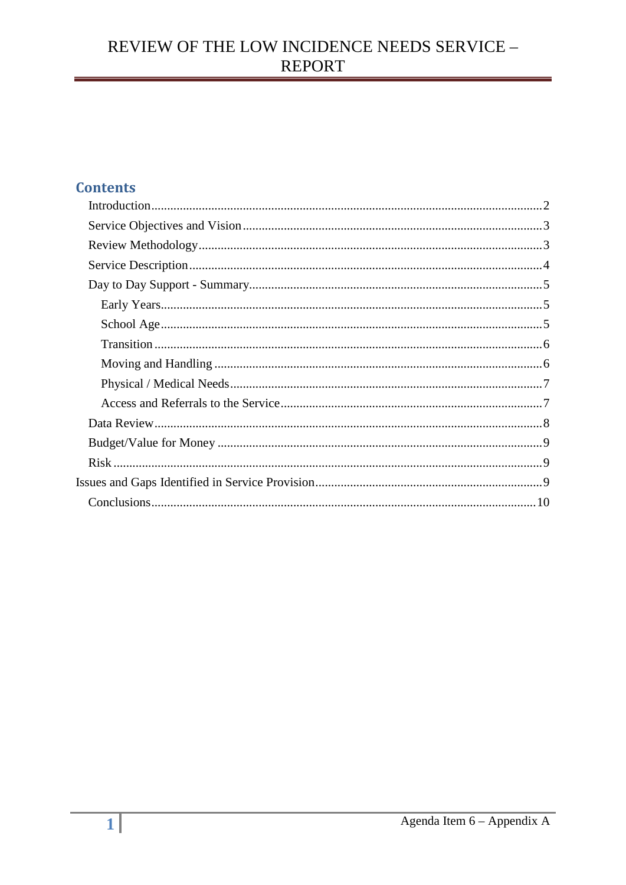# REVIEW OF THE LOW INCIDENCE NEEDS SERVICE – REPORT

## Contents

- Introduction ........ 2
- Service Objectives and Vision ........ 3
- Review Methodology ........ 3
- Service Description ........ 4
- Day to Day Support - Summary ........ 5
  - Early Years ........ 5
  - School Age ........ 5
  - Transition ........ 6
  - Moving and Handling ........ 6
  - Physical / Medical Needs ........ 7
  - Access and Referrals to the Service ........ 7
- Data Review ........ 8
- Budget/Value for Money ........ 9
- Risk ........ 9

Issues and Gaps Identified in Service Provision ........ 9

- Conclusions ........ 10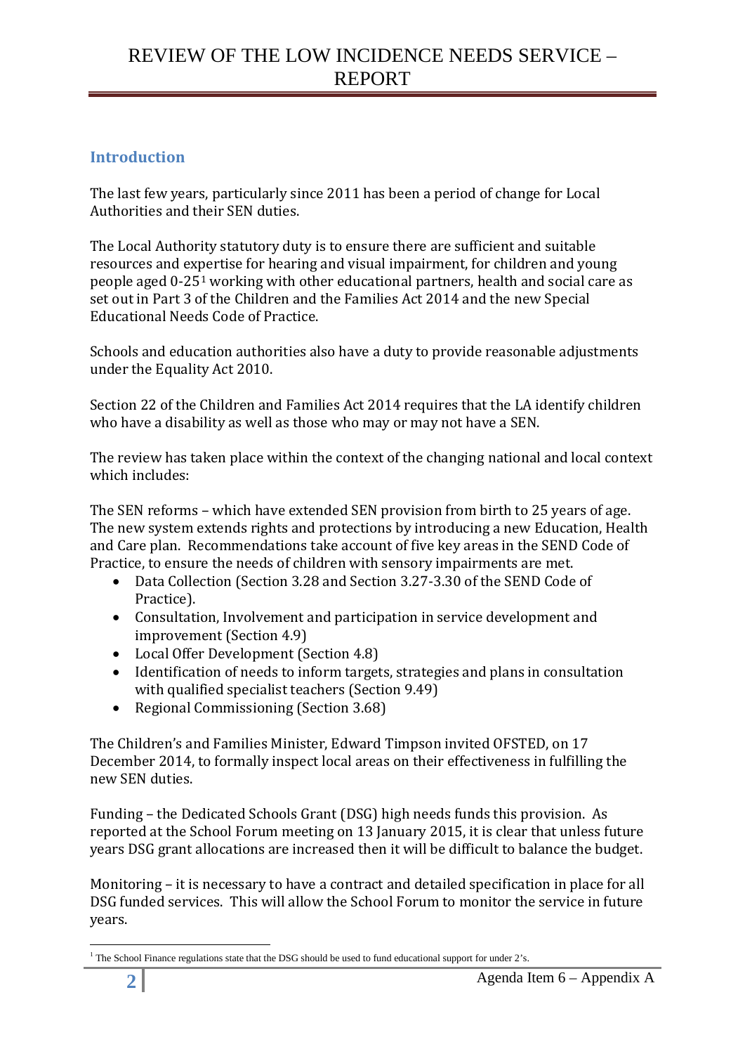# REVIEW OF THE LOW INCIDENCE NEEDS SERVICE – REPORT

## Introduction

The last few years, particularly since 2011 has been a period of change for Local Authorities and their SEN duties.

The Local Authority statutory duty is to ensure there are sufficient and suitable resources and expertise for hearing and visual impairment, for children and young people aged 0-25[1] working with other educational partners, health and social care as set out in Part 3 of the Children and the Families Act 2014 and the new Special Educational Needs Code of Practice.

Schools and education authorities also have a duty to provide reasonable adjustments under the Equality Act 2010.

Section 22 of the Children and Families Act 2014 requires that the LA identify children who have a disability as well as those who may or may not have a SEN.

The review has taken place within the context of the changing national and local context which includes:

The SEN reforms – which have extended SEN provision from birth to 25 years of age. The new system extends rights and protections by introducing a new Education, Health and Care plan. Recommendations take account of five key areas in the SEND Code of Practice, to ensure the needs of children with sensory impairments are met.

- Data Collection (Section 3.28 and Section 3.27-3.30 of the SEND Code of Practice).
- Consultation, Involvement and participation in service development and improvement (Section 4.9)
- Local Offer Development (Section 4.8)
- Identification of needs to inform targets, strategies and plans in consultation with qualified specialist teachers (Section 9.49)
- Regional Commissioning (Section 3.68)

The Children's and Families Minister, Edward Timpson invited OFSTED, on 17 December 2014, to formally inspect local areas on their effectiveness in fulfilling the new SEN duties.

Funding – the Dedicated Schools Grant (DSG) high needs funds this provision. As reported at the School Forum meeting on 13 January 2015, it is clear that unless future years DSG grant allocations are increased then it will be difficult to balance the budget.

Monitoring – it is necessary to have a contract and detailed specification in place for all DSG funded services. This will allow the School Forum to monitor the service in future years.

[1] The School Finance regulations state that the DSG should be used to fund educational support for under 2's.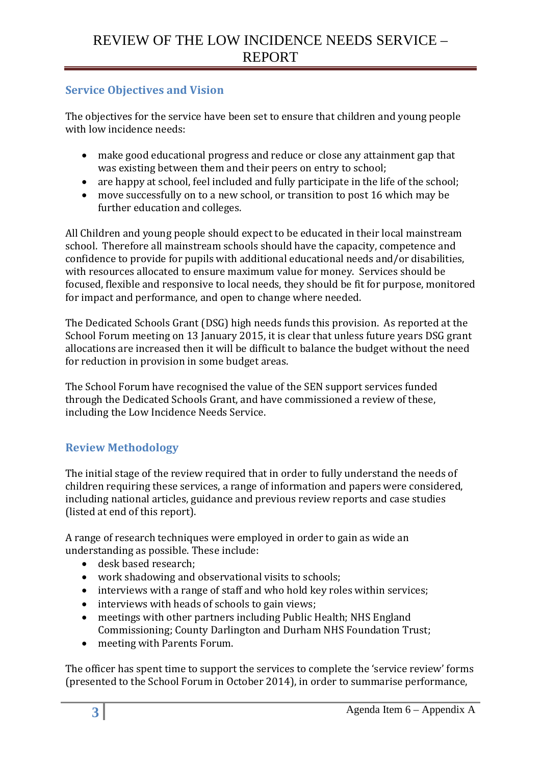## Service Objectives and Vision

The objectives for the service have been set to ensure that children and young people with low incidence needs:

- make good educational progress and reduce or close any attainment gap that was existing between them and their peers on entry to school;
- are happy at school, feel included and fully participate in the life of the school;
- move successfully on to a new school, or transition to post 16 which may be further education and colleges.

All Children and young people should expect to be educated in their local mainstream school. Therefore all mainstream schools should have the capacity, competence and confidence to provide for pupils with additional educational needs and/or disabilities, with resources allocated to ensure maximum value for money. Services should be focused, flexible and responsive to local needs, they should be fit for purpose, monitored for impact and performance, and open to change where needed.

The Dedicated Schools Grant (DSG) high needs funds this provision. As reported at the School Forum meeting on 13 January 2015, it is clear that unless future years DSG grant allocations are increased then it will be difficult to balance the budget without the need for reduction in provision in some budget areas.

The School Forum have recognised the value of the SEN support services funded through the Dedicated Schools Grant, and have commissioned a review of these, including the Low Incidence Needs Service.

## Review Methodology

The initial stage of the review required that in order to fully understand the needs of children requiring these services, a range of information and papers were considered, including national articles, guidance and previous review reports and case studies (listed at end of this report).

A range of research techniques were employed in order to gain as wide an understanding as possible. These include:

- desk based research;
- work shadowing and observational visits to schools;
- interviews with a range of staff and who hold key roles within services;
- interviews with heads of schools to gain views;
- meetings with other partners including Public Health; NHS England Commissioning; County Darlington and Durham NHS Foundation Trust;
- meeting with Parents Forum.

The officer has spent time to support the services to complete the 'service review' forms (presented to the School Forum in October 2014), in order to summarise performance,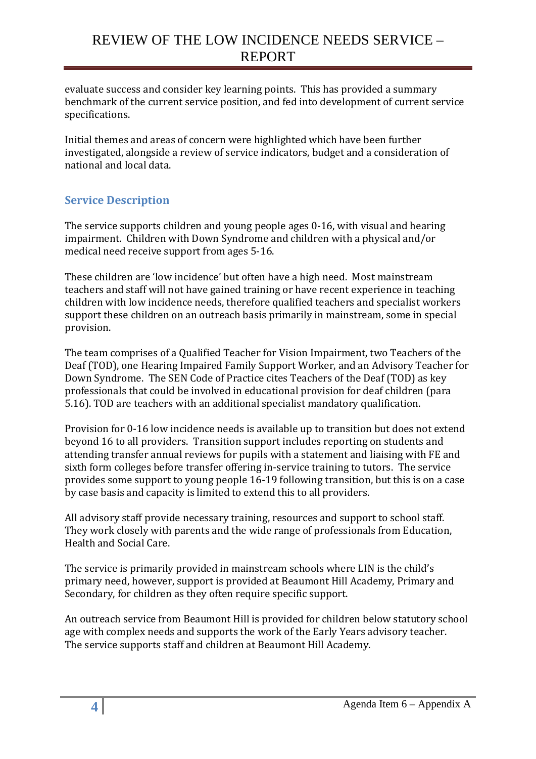evaluate success and consider key learning points. This has provided a summary benchmark of the current service position, and fed into development of current service specifications.

Initial themes and areas of concern were highlighted which have been further investigated, alongside a review of service indicators, budget and a consideration of national and local data.

## Service Description

The service supports children and young people ages 0-16, with visual and hearing impairment. Children with Down Syndrome and children with a physical and/or medical need receive support from ages 5-16.

These children are 'low incidence' but often have a high need. Most mainstream teachers and staff will not have gained training or have recent experience in teaching children with low incidence needs, therefore qualified teachers and specialist workers support these children on an outreach basis primarily in mainstream, some in special provision.

The team comprises of a Qualified Teacher for Vision Impairment, two Teachers of the Deaf (TOD), one Hearing Impaired Family Support Worker, and an Advisory Teacher for Down Syndrome. The SEN Code of Practice cites Teachers of the Deaf (TOD) as key professionals that could be involved in educational provision for deaf children (para 5.16). TOD are teachers with an additional specialist mandatory qualification.

Provision for 0-16 low incidence needs is available up to transition but does not extend beyond 16 to all providers. Transition support includes reporting on students and attending transfer annual reviews for pupils with a statement and liaising with FE and sixth form colleges before transfer offering in-service training to tutors. The service provides some support to young people 16-19 following transition, but this is on a case by case basis and capacity is limited to extend this to all providers.

All advisory staff provide necessary training, resources and support to school staff. They work closely with parents and the wide range of professionals from Education, Health and Social Care.

The service is primarily provided in mainstream schools where LIN is the child's primary need, however, support is provided at Beaumont Hill Academy, Primary and Secondary, for children as they often require specific support.

An outreach service from Beaumont Hill is provided for children below statutory school age with complex needs and supports the work of the Early Years advisory teacher. The service supports staff and children at Beaumont Hill Academy.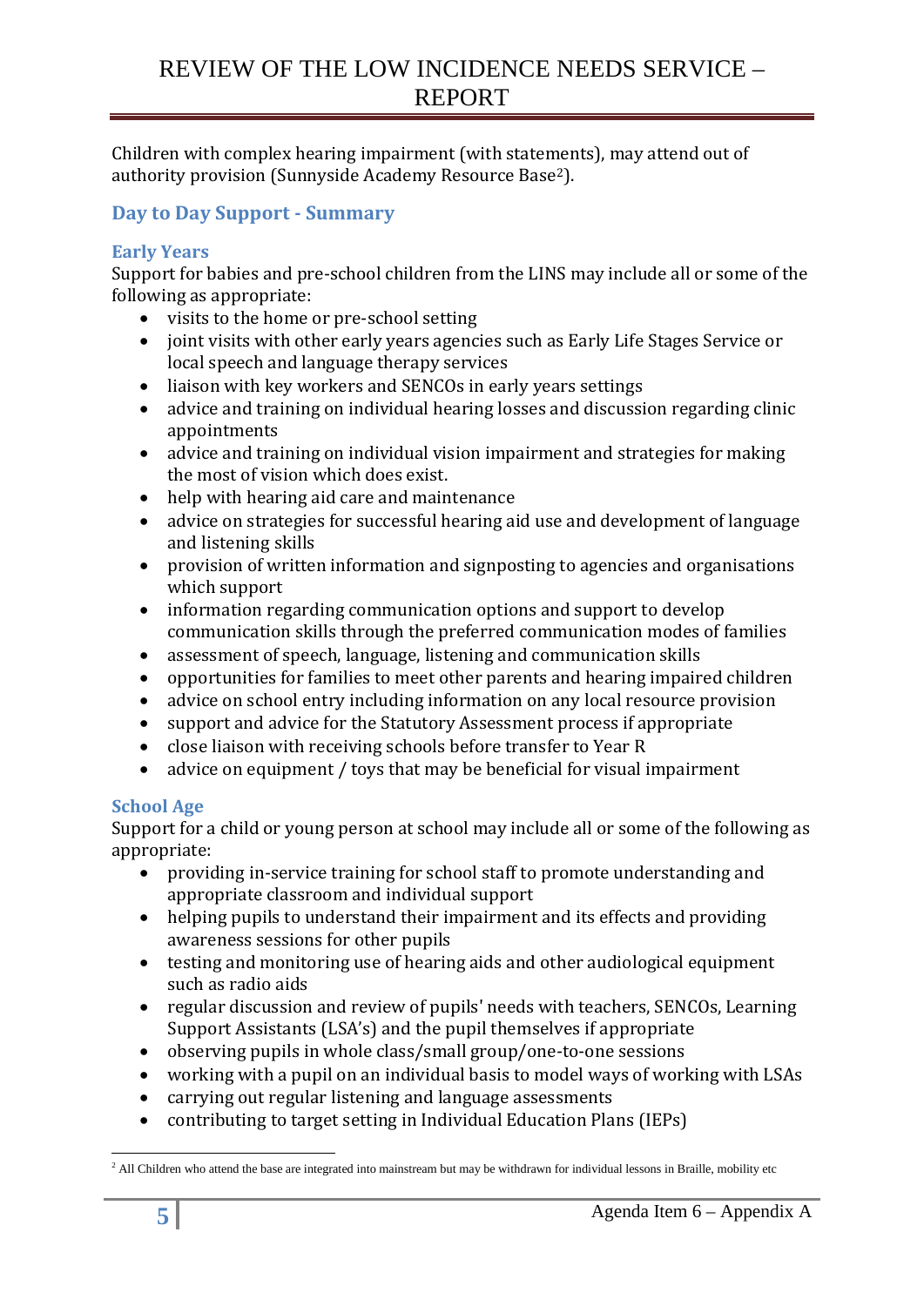Children with complex hearing impairment (with statements), may attend out of authority provision (Sunnyside Academy Resource Base[2]).

## Day to Day Support - Summary

### Early Years

Support for babies and pre-school children from the LINS may include all or some of the following as appropriate:

- visits to the home or pre-school setting
- joint visits with other early years agencies such as Early Life Stages Service or local speech and language therapy services
- liaison with key workers and SENCOs in early years settings
- advice and training on individual hearing losses and discussion regarding clinic appointments
- advice and training on individual vision impairment and strategies for making the most of vision which does exist.
- help with hearing aid care and maintenance
- advice on strategies for successful hearing aid use and development of language and listening skills
- provision of written information and signposting to agencies and organisations which support
- information regarding communication options and support to develop communication skills through the preferred communication modes of families
- assessment of speech, language, listening and communication skills
- opportunities for families to meet other parents and hearing impaired children
- advice on school entry including information on any local resource provision
- support and advice for the Statutory Assessment process if appropriate
- close liaison with receiving schools before transfer to Year R
- advice on equipment / toys that may be beneficial for visual impairment

### School Age

Support for a child or young person at school may include all or some of the following as appropriate:

- providing in-service training for school staff to promote understanding and appropriate classroom and individual support
- helping pupils to understand their impairment and its effects and providing awareness sessions for other pupils
- testing and monitoring use of hearing aids and other audiological equipment such as radio aids
- regular discussion and review of pupils' needs with teachers, SENCOs, Learning Support Assistants (LSA's) and the pupil themselves if appropriate
- observing pupils in whole class/small group/one-to-one sessions
- working with a pupil on an individual basis to model ways of working with LSAs
- carrying out regular listening and language assessments
- contributing to target setting in Individual Education Plans (IEPs)

---

[2] All Children who attend the base are integrated into mainstream but may be withdrawn for individual lessons in Braille, mobility etc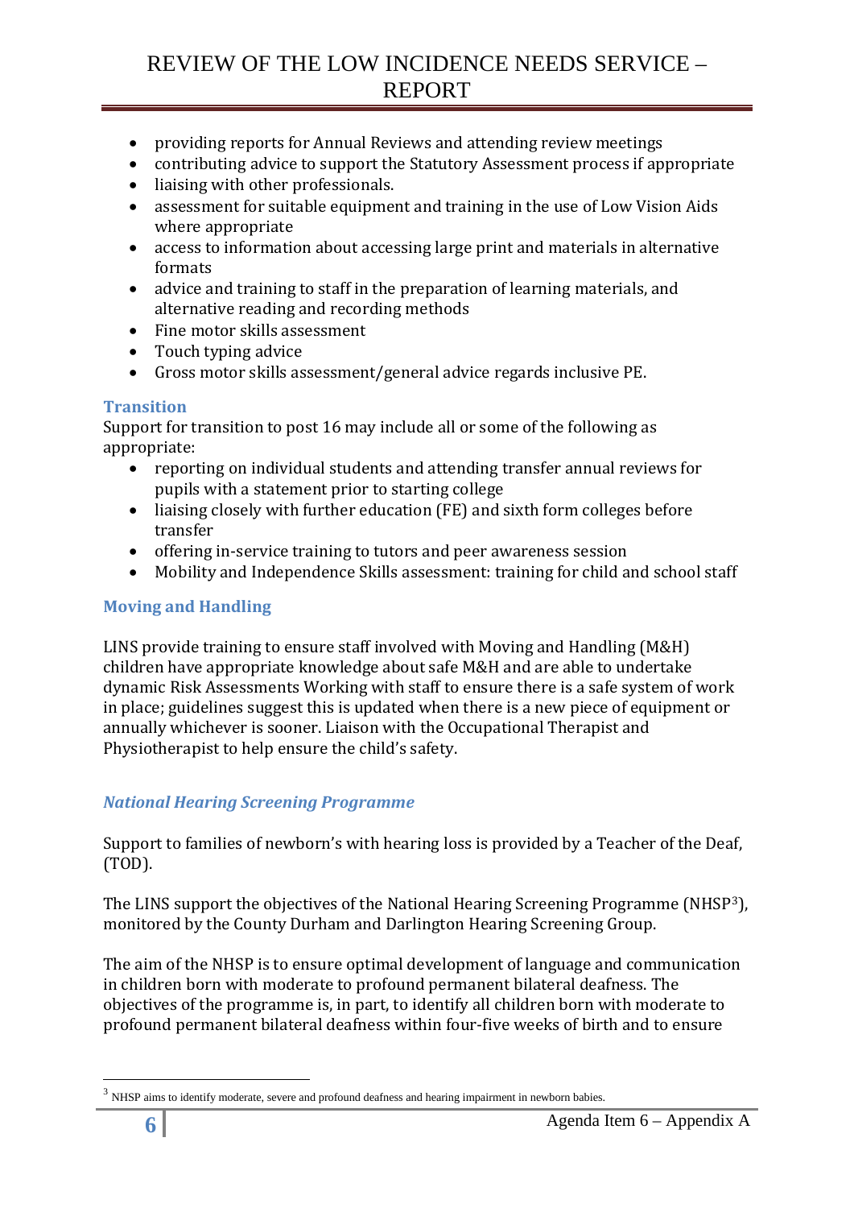- providing reports for Annual Reviews and attending review meetings
- contributing advice to support the Statutory Assessment process if appropriate
- liaising with other professionals.
- assessment for suitable equipment and training in the use of Low Vision Aids where appropriate
- access to information about accessing large print and materials in alternative formats
- advice and training to staff in the preparation of learning materials, and alternative reading and recording methods
- Fine motor skills assessment
- Touch typing advice
- Gross motor skills assessment/general advice regards inclusive PE.

### Transition

Support for transition to post 16 may include all or some of the following as appropriate:

- reporting on individual students and attending transfer annual reviews for pupils with a statement prior to starting college
- liaising closely with further education (FE) and sixth form colleges before transfer
- offering in-service training to tutors and peer awareness session
- Mobility and Independence Skills assessment: training for child and school staff

### Moving and Handling

LINS provide training to ensure staff involved with Moving and Handling (M&H) children have appropriate knowledge about safe M&H and are able to undertake dynamic Risk Assessments Working with staff to ensure there is a safe system of work in place; guidelines suggest this is updated when there is a new piece of equipment or annually whichever is sooner. Liaison with the Occupational Therapist and Physiotherapist to help ensure the child's safety.

### *National Hearing Screening Programme*

Support to families of newborn's with hearing loss is provided by a Teacher of the Deaf, (TOD).

The LINS support the objectives of the National Hearing Screening Programme (NHSP[3]), monitored by the County Durham and Darlington Hearing Screening Group.

The aim of the NHSP is to ensure optimal development of language and communication in children born with moderate to profound permanent bilateral deafness. The objectives of the programme is, in part, to identify all children born with moderate to profound permanent bilateral deafness within four-five weeks of birth and to ensure

[3] NHSP aims to identify moderate, severe and profound deafness and hearing impairment in newborn babies.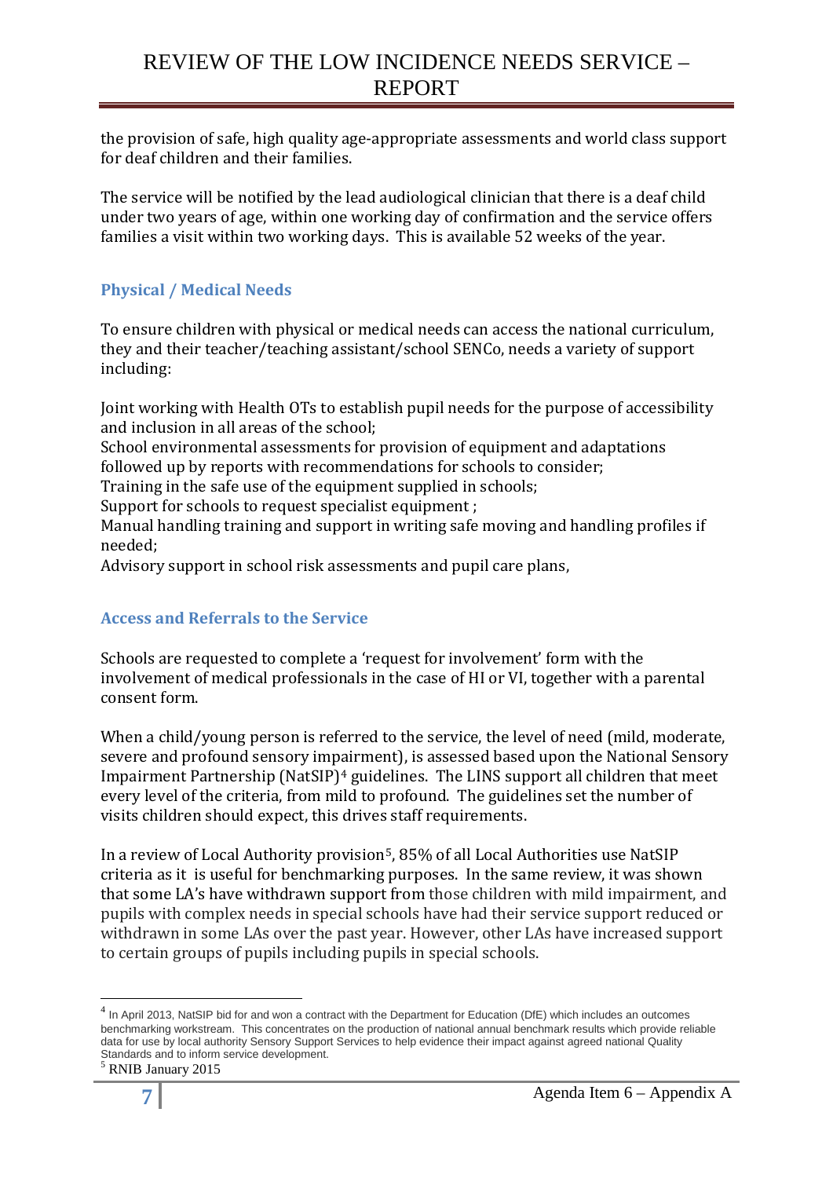the provision of safe, high quality age-appropriate assessments and world class support for deaf children and their families.

The service will be notified by the lead audiological clinician that there is a deaf child under two years of age, within one working day of confirmation and the service offers families a visit within two working days. This is available 52 weeks of the year.

### Physical / Medical Needs

To ensure children with physical or medical needs can access the national curriculum, they and their teacher/teaching assistant/school SENCo, needs a variety of support including:

Joint working with Health OTs to establish pupil needs for the purpose of accessibility and inclusion in all areas of the school;
School environmental assessments for provision of equipment and adaptations followed up by reports with recommendations for schools to consider;
Training in the safe use of the equipment supplied in schools;
Support for schools to request specialist equipment ;
Manual handling training and support in writing safe moving and handling profiles if needed;
Advisory support in school risk assessments and pupil care plans,

### Access and Referrals to the Service

Schools are requested to complete a 'request for involvement' form with the involvement of medical professionals in the case of HI or VI, together with a parental consent form.

When a child/young person is referred to the service, the level of need (mild, moderate, severe and profound sensory impairment), is assessed based upon the National Sensory Impairment Partnership (NatSIP)[4] guidelines. The LINS support all children that meet every level of the criteria, from mild to profound. The guidelines set the number of visits children should expect, this drives staff requirements.

In a review of Local Authority provision[5], 85% of all Local Authorities use NatSIP criteria as it is useful for benchmarking purposes. In the same review, it was shown that some LA's have withdrawn support from those children with mild impairment, and pupils with complex needs in special schools have had their service support reduced or withdrawn in some LAs over the past year. However, other LAs have increased support to certain groups of pupils including pupils in special schools.

---

[4] In April 2013, NatSIP bid for and won a contract with the Department for Education (DfE) which includes an outcomes benchmarking workstream. This concentrates on the production of national annual benchmark results which provide reliable data for use by local authority Sensory Support Services to help evidence their impact against agreed national Quality Standards and to inform service development.

[5] RNIB January 2015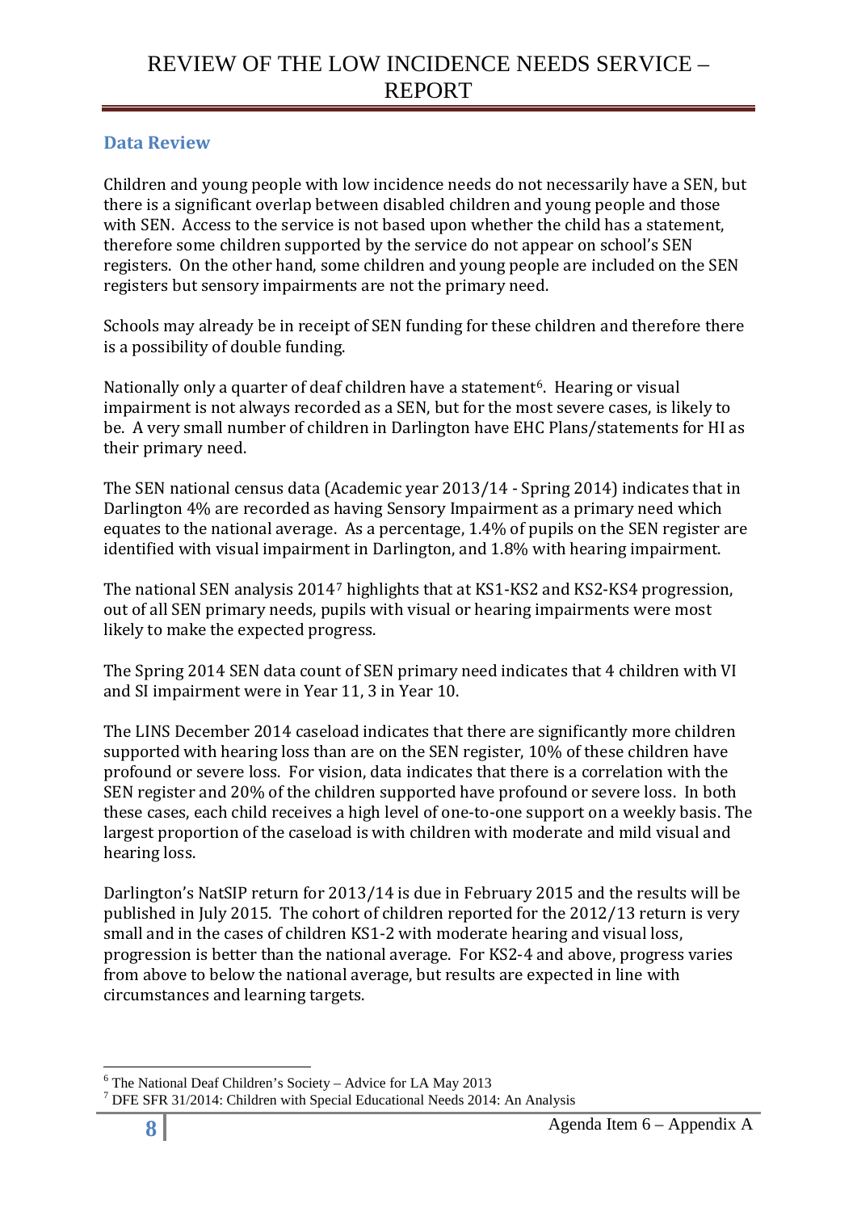## Data Review

Children and young people with low incidence needs do not necessarily have a SEN, but there is a significant overlap between disabled children and young people and those with SEN. Access to the service is not based upon whether the child has a statement, therefore some children supported by the service do not appear on school's SEN registers. On the other hand, some children and young people are included on the SEN registers but sensory impairments are not the primary need.

Schools may already be in receipt of SEN funding for these children and therefore there is a possibility of double funding.

Nationally only a quarter of deaf children have a statement[6]. Hearing or visual impairment is not always recorded as a SEN, but for the most severe cases, is likely to be. A very small number of children in Darlington have EHC Plans/statements for HI as their primary need.

The SEN national census data (Academic year 2013/14 - Spring 2014) indicates that in Darlington 4% are recorded as having Sensory Impairment as a primary need which equates to the national average. As a percentage, 1.4% of pupils on the SEN register are identified with visual impairment in Darlington, and 1.8% with hearing impairment.

The national SEN analysis 2014[7] highlights that at KS1-KS2 and KS2-KS4 progression, out of all SEN primary needs, pupils with visual or hearing impairments were most likely to make the expected progress.

The Spring 2014 SEN data count of SEN primary need indicates that 4 children with VI and SI impairment were in Year 11, 3 in Year 10.

The LINS December 2014 caseload indicates that there are significantly more children supported with hearing loss than are on the SEN register, 10% of these children have profound or severe loss. For vision, data indicates that there is a correlation with the SEN register and 20% of the children supported have profound or severe loss. In both these cases, each child receives a high level of one-to-one support on a weekly basis. The largest proportion of the caseload is with children with moderate and mild visual and hearing loss.

Darlington's NatSIP return for 2013/14 is due in February 2015 and the results will be published in July 2015. The cohort of children reported for the 2012/13 return is very small and in the cases of children KS1-2 with moderate hearing and visual loss, progression is better than the national average. For KS2-4 and above, progress varies from above to below the national average, but results are expected in line with circumstances and learning targets.

---

[6] The National Deaf Children's Society – Advice for LA May 2013

[7] DFE SFR 31/2014: Children with Special Educational Needs 2014: An Analysis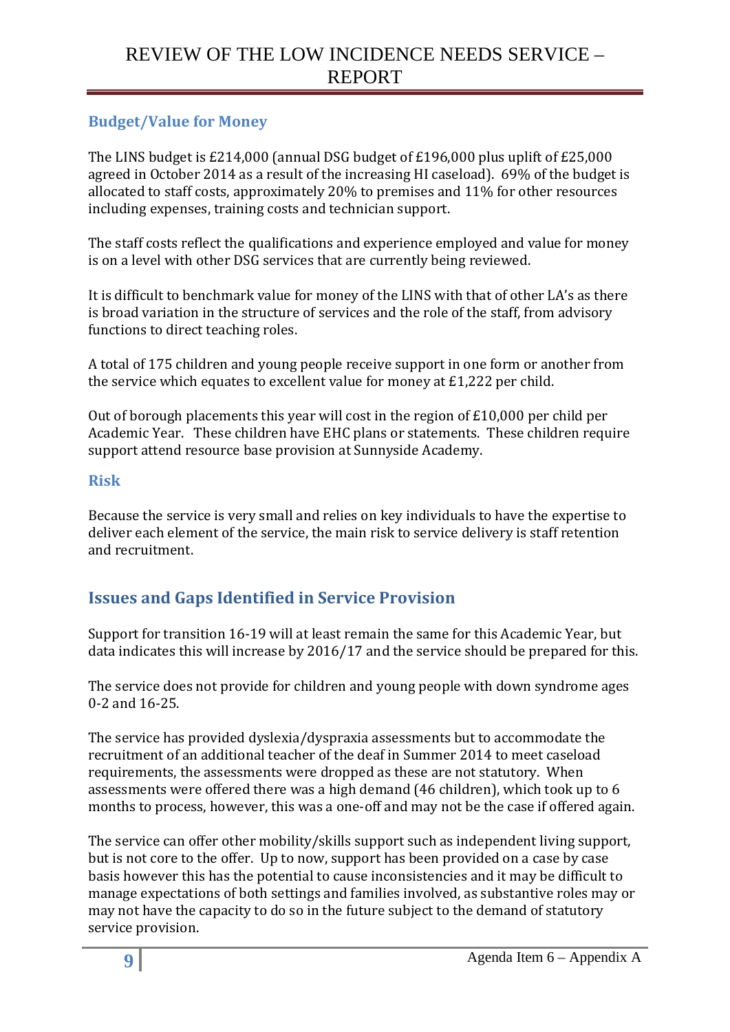### Budget/Value for Money

The LINS budget is £214,000 (annual DSG budget of £196,000 plus uplift of £25,000 agreed in October 2014 as a result of the increasing HI caseload). 69% of the budget is allocated to staff costs, approximately 20% to premises and 11% for other resources including expenses, training costs and technician support.

The staff costs reflect the qualifications and experience employed and value for money is on a level with other DSG services that are currently being reviewed.

It is difficult to benchmark value for money of the LINS with that of other LA's as there is broad variation in the structure of services and the role of the staff, from advisory functions to direct teaching roles.

A total of 175 children and young people receive support in one form or another from the service which equates to excellent value for money at £1,222 per child.

Out of borough placements this year will cost in the region of £10,000 per child per Academic Year. These children have EHC plans or statements. These children require support attend resource base provision at Sunnyside Academy.

### Risk

Because the service is very small and relies on key individuals to have the expertise to deliver each element of the service, the main risk to service delivery is staff retention and recruitment.

## Issues and Gaps Identified in Service Provision

Support for transition 16-19 will at least remain the same for this Academic Year, but data indicates this will increase by 2016/17 and the service should be prepared for this.

The service does not provide for children and young people with down syndrome ages 0-2 and 16-25.

The service has provided dyslexia/dyspraxia assessments but to accommodate the recruitment of an additional teacher of the deaf in Summer 2014 to meet caseload requirements, the assessments were dropped as these are not statutory. When assessments were offered there was a high demand (46 children), which took up to 6 months to process, however, this was a one-off and may not be the case if offered again.

The service can offer other mobility/skills support such as independent living support, but is not core to the offer. Up to now, support has been provided on a case by case basis however this has the potential to cause inconsistencies and it may be difficult to manage expectations of both settings and families involved, as substantive roles may or may not have the capacity to do so in the future subject to the demand of statutory service provision.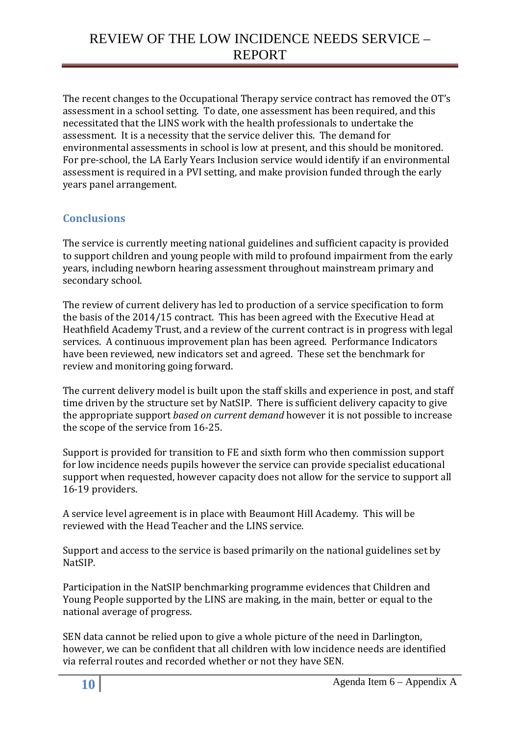The recent changes to the Occupational Therapy service contract has removed the OT's assessment in a school setting. To date, one assessment has been required, and this necessitated that the LINS work with the health professionals to undertake the assessment. It is a necessity that the service deliver this. The demand for environmental assessments in school is low at present, and this should be monitored. For pre-school, the LA Early Years Inclusion service would identify if an environmental assessment is required in a PVI setting, and make provision funded through the early years panel arrangement.

## Conclusions

The service is currently meeting national guidelines and sufficient capacity is provided to support children and young people with mild to profound impairment from the early years, including newborn hearing assessment throughout mainstream primary and secondary school.

The review of current delivery has led to production of a service specification to form the basis of the 2014/15 contract. This has been agreed with the Executive Head at Heathfield Academy Trust, and a review of the current contract is in progress with legal services. A continuous improvement plan has been agreed. Performance Indicators have been reviewed, new indicators set and agreed. These set the benchmark for review and monitoring going forward.

The current delivery model is built upon the staff skills and experience in post, and staff time driven by the structure set by NatSIP. There is sufficient delivery capacity to give the appropriate support *based on current demand* however it is not possible to increase the scope of the service from 16-25.

Support is provided for transition to FE and sixth form who then commission support for low incidence needs pupils however the service can provide specialist educational support when requested, however capacity does not allow for the service to support all 16-19 providers.

A service level agreement is in place with Beaumont Hill Academy. This will be reviewed with the Head Teacher and the LINS service.

Support and access to the service is based primarily on the national guidelines set by NatSIP.

Participation in the NatSIP benchmarking programme evidences that Children and Young People supported by the LINS are making, in the main, better or equal to the national average of progress.

SEN data cannot be relied upon to give a whole picture of the need in Darlington, however, we can be confident that all children with low incidence needs are identified via referral routes and recorded whether or not they have SEN.